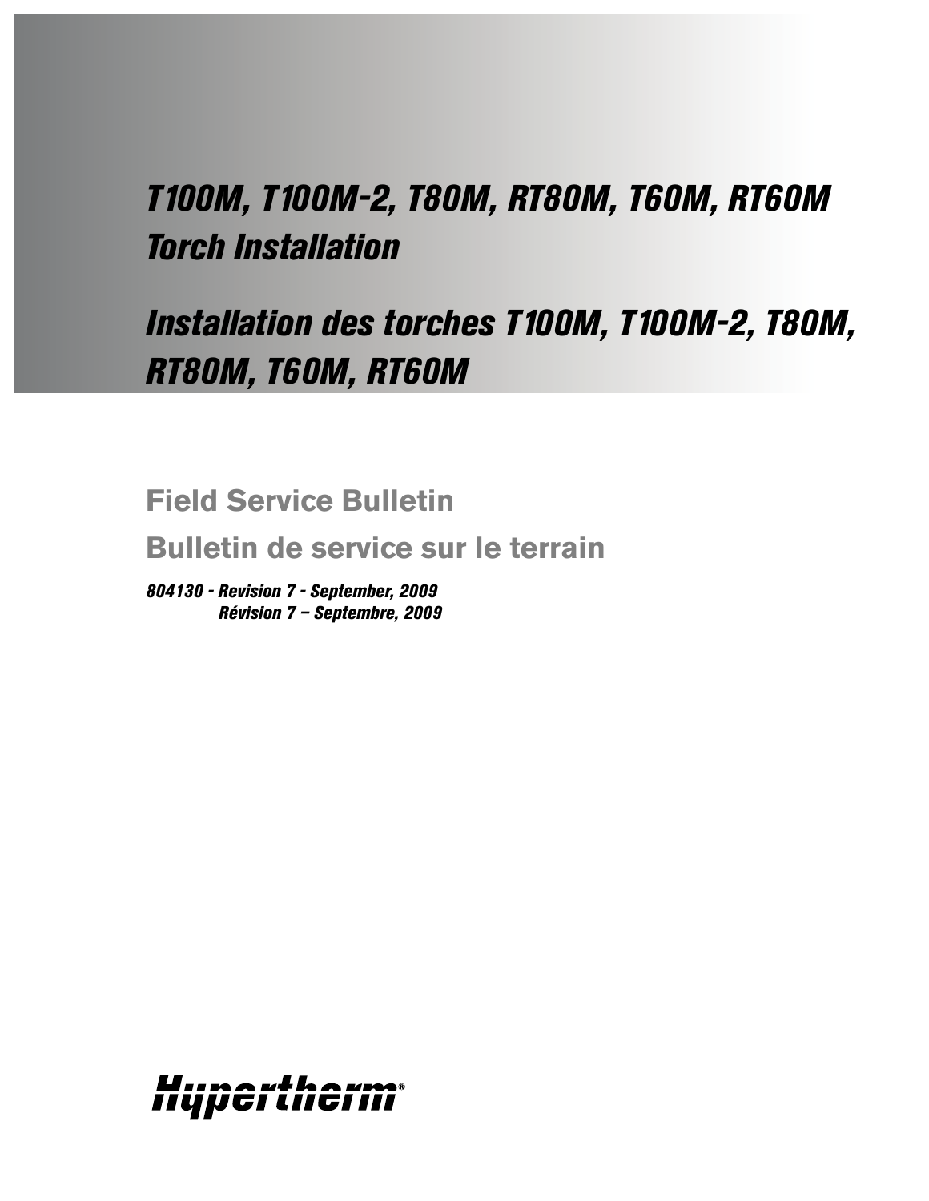# T100M, T100M-2, T80M, RT80M, T60M, RT60M Torch Installation

# Installation des torches T100M, T100M-2, T80M, RT80M, T60M, RT60M

## Field Service Bulletin

## Bulletin de service sur le terrain

***804130 - Revision 7 - September, 2009***
***Révision 7 – Septembre, 2009***

Hypertherm®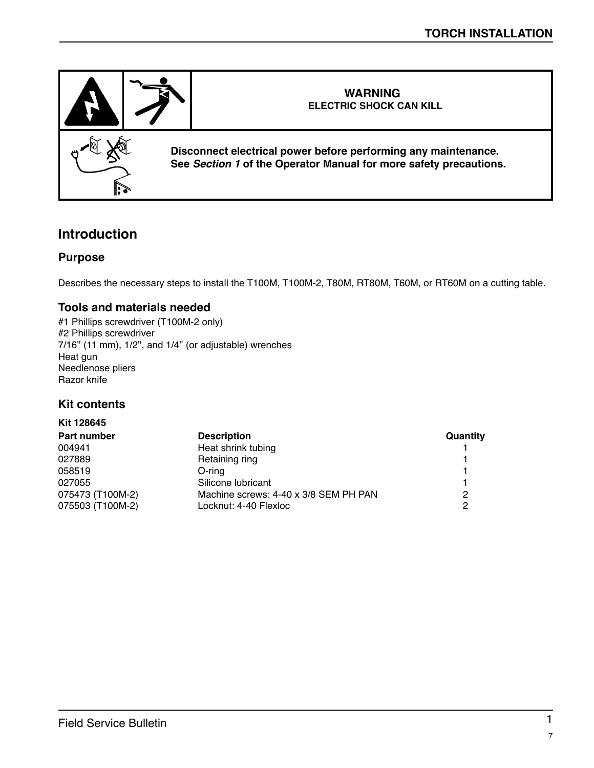**WARNING**
**ELECTRIC SHOCK CAN KILL**

**Disconnect electrical power before performing any maintenance.**
**See *Section 1* of the Operator Manual for more safety precautions.**

# Introduction

## Purpose

Describes the necessary steps to install the T100M, T100M-2, T80M, RT80M, T60M, or RT60M on a cutting table.

## Tools and materials needed

#1 Phillips screwdriver (T100M-2 only)
#2 Phillips screwdriver
7/16" (11 mm), 1/2", and 1/4" (or adjustable) wrenches
Heat gun
Needlenose pliers
Razor knife

## Kit contents

**Kit 128645**

| Part number | Description | Quantity |
|---|---|---|
| 004941 | Heat shrink tubing | 1 |
| 027889 | Retaining ring | 1 |
| 058519 | O-ring | 1 |
| 027055 | Silicone lubricant | 1 |
| 075473 (T100M-2) | Machine screws: 4-40 x 3/8 SEM PH PAN | 2 |
| 075503 (T100M-2) | Locknut: 4-40 Flexloc | 2 |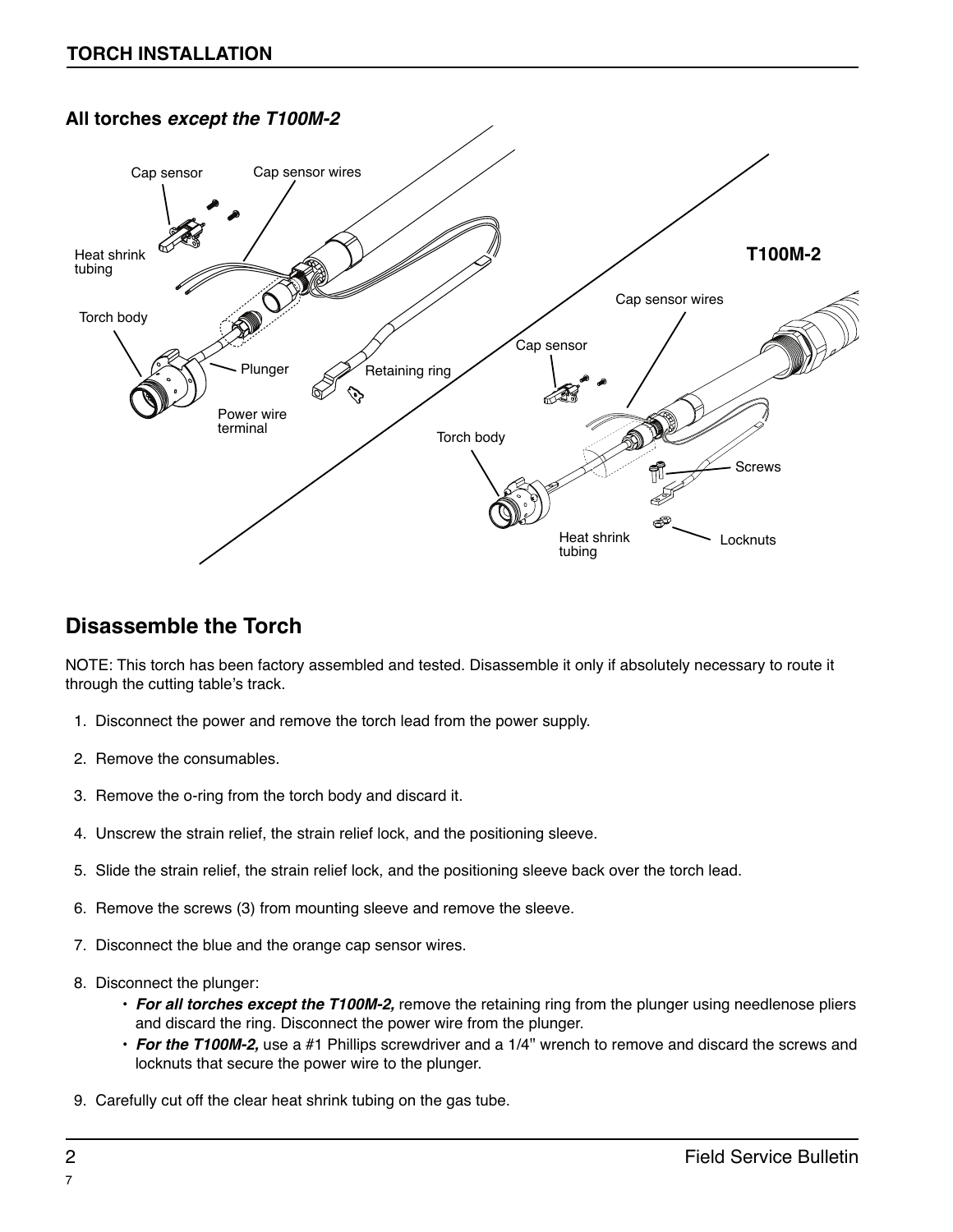**All torches *except the T100M-2***

**T100M-2**

## Disassemble the Torch

NOTE: This torch has been factory assembled and tested. Disassemble it only if absolutely necessary to route it through the cutting table's track.

1. Disconnect the power and remove the torch lead from the power supply.
2. Remove the consumables.
3. Remove the o-ring from the torch body and discard it.
4. Unscrew the strain relief, the strain relief lock, and the positioning sleeve.
5. Slide the strain relief, the strain relief lock, and the positioning sleeve back over the torch lead.
6. Remove the screws (3) from mounting sleeve and remove the sleeve.
7. Disconnect the blue and the orange cap sensor wires.
8. Disconnect the plunger:
   - ***For all torches except the T100M-2,*** remove the retaining ring from the plunger using needlenose pliers and discard the ring. Disconnect the power wire from the plunger.
   - ***For the T100M-2,*** use a #1 Phillips screwdriver and a 1/4" wrench to remove and discard the screws and locknuts that secure the power wire to the plunger.
9. Carefully cut off the clear heat shrink tubing on the gas tube.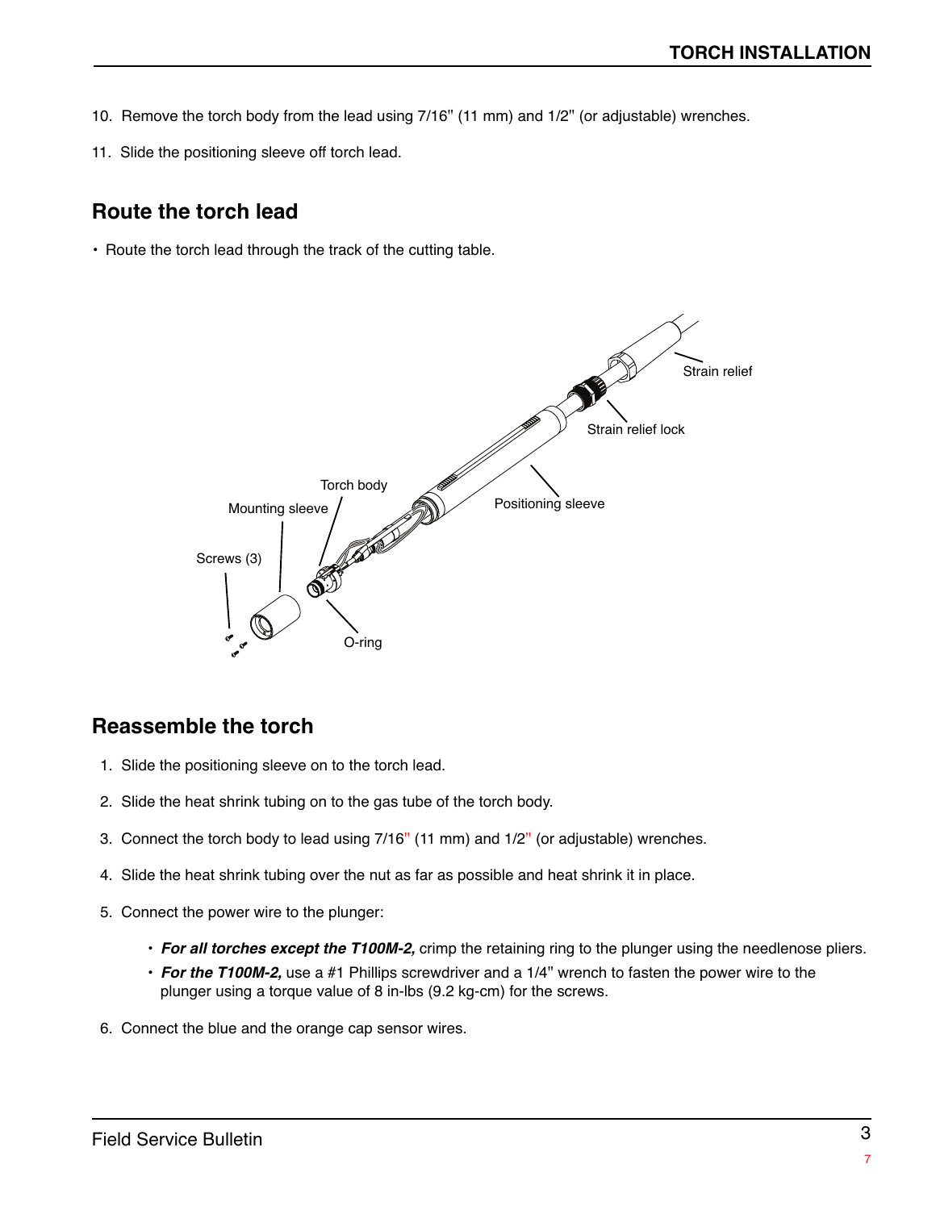10. Remove the torch body from the lead using 7/16" (11 mm) and 1/2" (or adjustable) wrenches.
11. Slide the positioning sleeve off torch lead.

## Route the torch lead

- Route the torch lead through the track of the cutting table.

Strain relief

Strain relief lock

Torch body

Mounting sleeve

Positioning sleeve

Screws (3)

O-ring

## Reassemble the torch

1. Slide the positioning sleeve on to the torch lead.
2. Slide the heat shrink tubing on to the gas tube of the torch body.
3. Connect the torch body to lead using 7/16" (11 mm) and 1/2" (or adjustable) wrenches.
4. Slide the heat shrink tubing over the nut as far as possible and heat shrink it in place.
5. Connect the power wire to the plunger:
   - ***For all torches except the T100M-2,*** crimp the retaining ring to the plunger using the needlenose pliers.
   - ***For the T100M-2,*** use a #1 Phillips screwdriver and a 1/4" wrench to fasten the power wire to the plunger using a torque value of 8 in-lbs (9.2 kg-cm) for the screws.
6. Connect the blue and the orange cap sensor wires.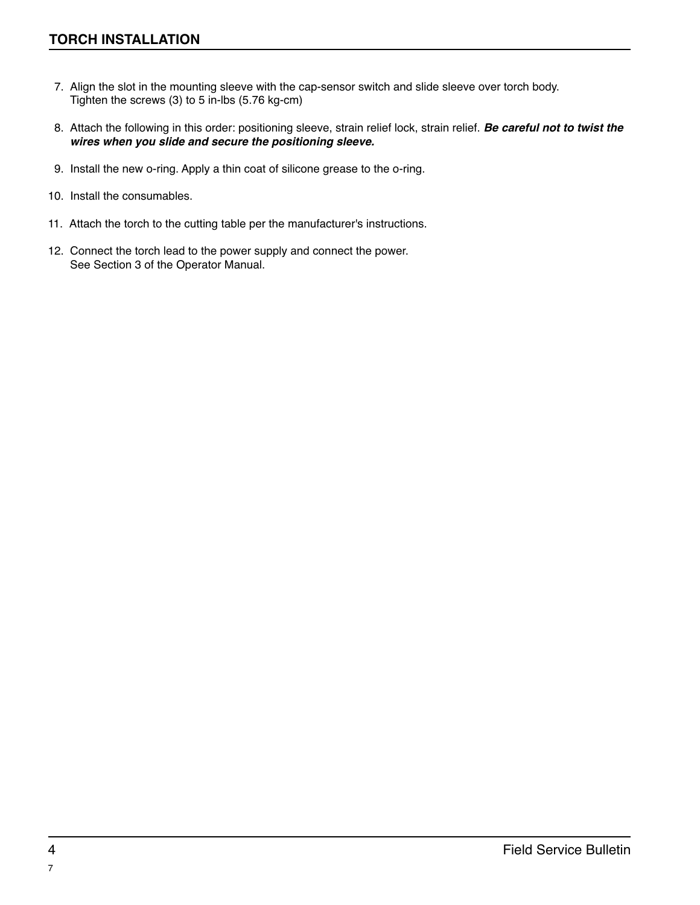## TORCH INSTALLATION

7. Align the slot in the mounting sleeve with the cap-sensor switch and slide sleeve over torch body.
   Tighten the screws (3) to 5 in-lbs (5.76 kg-cm)

8. Attach the following in this order: positioning sleeve, strain relief lock, strain relief. ***Be careful not to twist the wires when you slide and secure the positioning sleeve.***

9. Install the new o-ring. Apply a thin coat of silicone grease to the o-ring.

10. Install the consumables.

11. Attach the torch to the cutting table per the manufacturer's instructions.

12. Connect the torch lead to the power supply and connect the power.
    See Section 3 of the Operator Manual.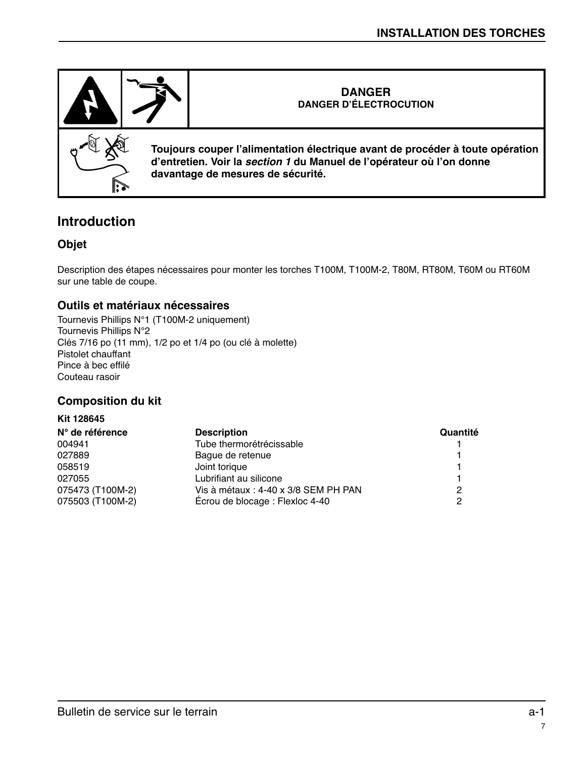**DANGER**
**DANGER D'ÉLECTROCUTION**

**Toujours couper l'alimentation électrique avant de procéder à toute opération d'entretien. Voir la *section 1* du Manuel de l'opérateur où l'on donne davantage de mesures de sécurité.**

## Introduction

### Objet

Description des étapes nécessaires pour monter les torches T100M, T100M-2, T80M, RT80M, T60M ou RT60M sur une table de coupe.

### Outils et matériaux nécessaires

Tournevis Phillips N°1 (T100M-2 uniquement)
Tournevis Phillips N°2
Clés 7/16 po (11 mm), 1/2 po et 1/4 po (ou clé à molette)
Pistolet chauffant
Pince à bec effilé
Couteau rasoir

### Composition du kit

**Kit 128645**

| N° de référence | Description | Quantité |
|---|---|---|
| 004941 | Tube thermorétrécissable | 1 |
| 027889 | Bague de retenue | 1 |
| 058519 | Joint torique | 1 |
| 027055 | Lubrifiant au silicone | 1 |
| 075473 (T100M-2) | Vis à métaux : 4-40 x 3/8 SEM PH PAN | 2 |
| 075503 (T100M-2) | Écrou de blocage : Flexloc 4-40 | 2 |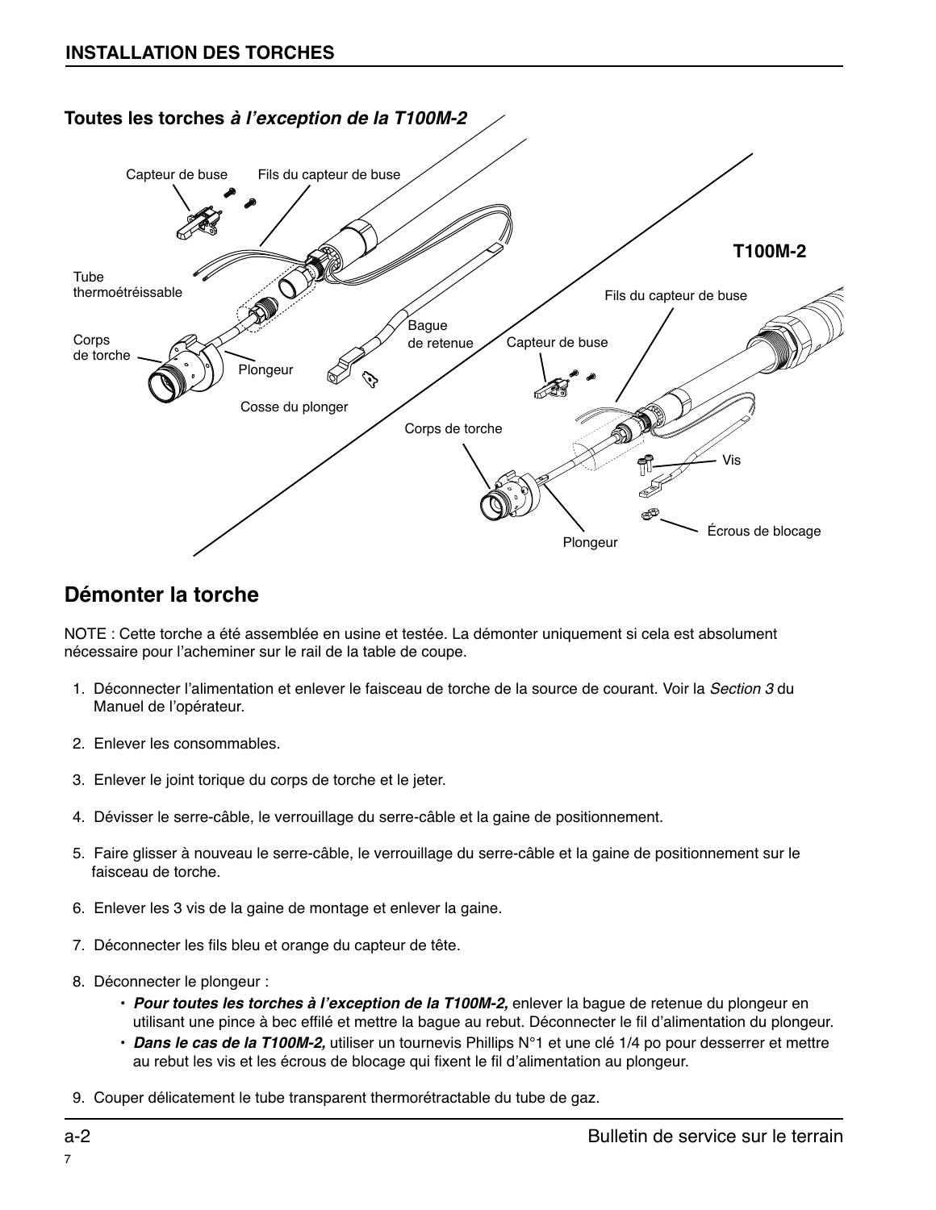## Toutes les torches *à l'exception de la T100M-2*

Capteur de buse

Fils du capteur de buse

Tube thermoétréissable

Corps de torche

Plongeur

Cosse du plonger

Bague de retenue

**T100M-2**

Fils du capteur de buse

Capteur de buse

Corps de torche

Vis

Écrous de blocage

Plongeur

## Démonter la torche

NOTE : Cette torche a été assemblée en usine et testée. La démonter uniquement si cela est absolument nécessaire pour l'acheminer sur le rail de la table de coupe.

1. Déconnecter l'alimentation et enlever le faisceau de torche de la source de courant. Voir la *Section 3* du Manuel de l'opérateur.
2. Enlever les consommables.
3. Enlever le joint torique du corps de torche et le jeter.
4. Dévisser le serre-câble, le verrouillage du serre-câble et la gaine de positionnement.
5. Faire glisser à nouveau le serre-câble, le verrouillage du serre-câble et la gaine de positionnement sur le faisceau de torche.
6. Enlever les 3 vis de la gaine de montage et enlever la gaine.
7. Déconnecter les fils bleu et orange du capteur de tête.
8. Déconnecter le plongeur :
   - ***Pour toutes les torches à l'exception de la T100M-2,*** enlever la bague de retenue du plongeur en utilisant une pince à bec effilé et mettre la bague au rebut. Déconnecter le fil d'alimentation du plongeur.
   - ***Dans le cas de la T100M-2,*** utiliser un tournevis Phillips N°1 et une clé 1/4 po pour desserrer et mettre au rebut les vis et les écrous de blocage qui fixent le fil d'alimentation au plongeur.
9. Couper délicatement le tube transparent thermorétractable du tube de gaz.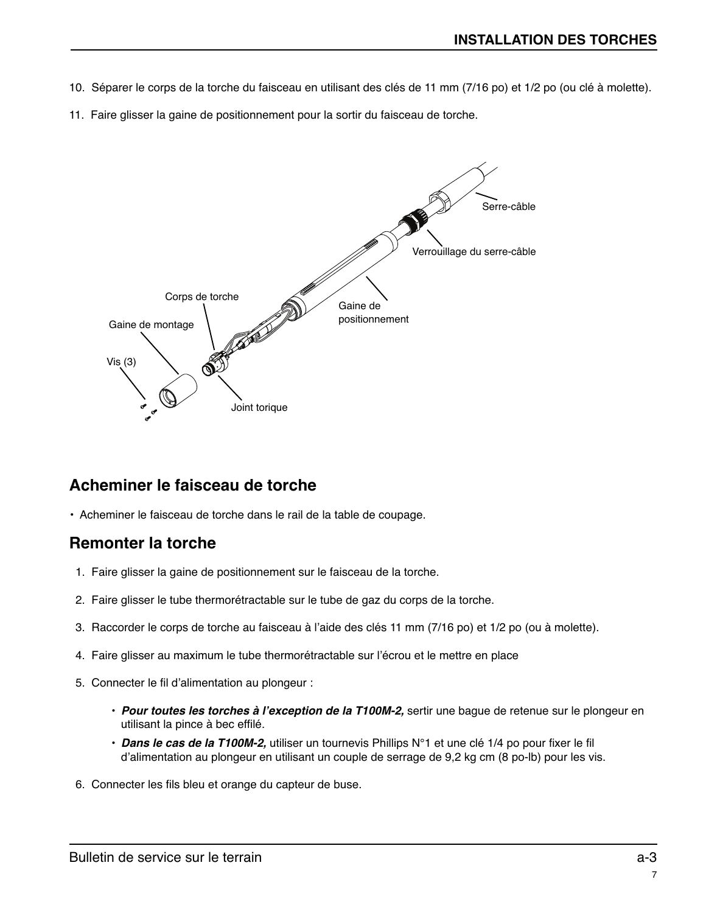10. Séparer le corps de la torche du faisceau en utilisant des clés de 11 mm (7/16 po) et 1/2 po (ou clé à molette).

11. Faire glisser la gaine de positionnement pour la sortir du faisceau de torche.

Serre-câble

Verrouillage du serre-câble

Corps de torche

Gaine de positionnement

Gaine de montage

Vis (3)

Joint torique

## Acheminer le faisceau de torche

- Acheminer le faisceau de torche dans le rail de la table de coupage.

## Remonter la torche

1. Faire glisser la gaine de positionnement sur le faisceau de la torche.

2. Faire glisser le tube thermorétractable sur le tube de gaz du corps de la torche.

3. Raccorder le corps de torche au faisceau à l'aide des clés 11 mm (7/16 po) et 1/2 po (ou à molette).

4. Faire glisser au maximum le tube thermorétractable sur l'écrou et le mettre en place

5. Connecter le fil d'alimentation au plongeur :

   - ***Pour toutes les torches à l'exception de la T100M-2,*** sertir une bague de retenue sur le plongeur en utilisant la pince à bec effilé.
   - ***Dans le cas de la T100M-2,*** utiliser un tournevis Phillips N°1 et une clé 1/4 po pour fixer le fil d'alimentation au plongeur en utilisant un couple de serrage de 9,2 kg cm (8 po-lb) pour les vis.

6. Connecter les fils bleu et orange du capteur de buse.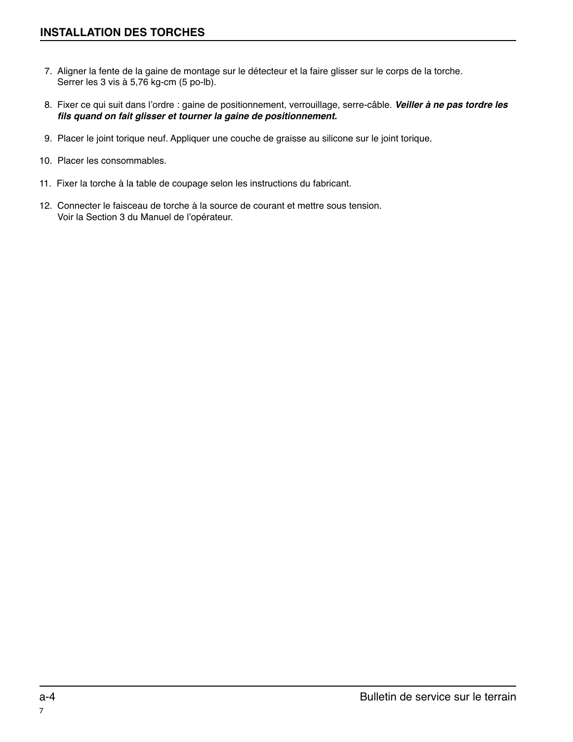## INSTALLATION DES TORCHES

7. Aligner la fente de la gaine de montage sur le détecteur et la faire glisser sur le corps de la torche. Serrer les 3 vis à 5,76 kg-cm (5 po-lb).

8. Fixer ce qui suit dans l'ordre : gaine de positionnement, verrouillage, serre-câble. ***Veiller à ne pas tordre les fils quand on fait glisser et tourner la gaine de positionnement.***

9. Placer le joint torique neuf. Appliquer une couche de graisse au silicone sur le joint torique.

10. Placer les consommables.

11. Fixer la torche à la table de coupage selon les instructions du fabricant.

12. Connecter le faisceau de torche à la source de courant et mettre sous tension. Voir la Section 3 du Manuel de l'opérateur.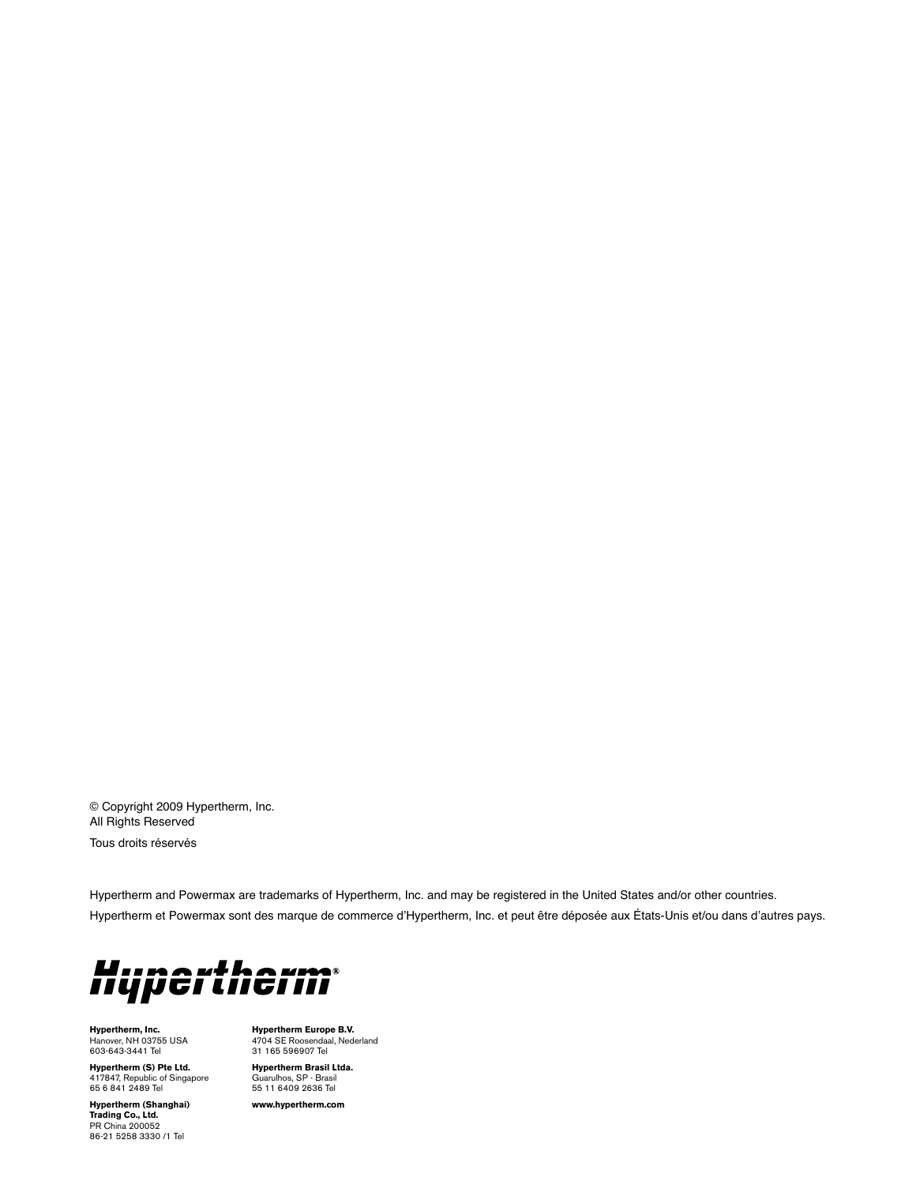© Copyright 2009 Hypertherm, Inc.
All Rights Reserved

Tous droits réservés

Hypertherm and Powermax are trademarks of Hypertherm, Inc. and may be registered in the United States and/or other countries.

Hypertherm et Powermax sont des marque de commerce d'Hypertherm, Inc. et peut être déposée aux États-Unis et/ou dans d'autres pays.

Hypertherm®

**Hypertherm, Inc.**
Hanover, NH 03755 USA
603-643-3441 Tel

**Hypertherm (S) Pte Ltd.**
417847, Republic of Singapore
65 6 841 2489 Tel

**Hypertherm (Shanghai) Trading Co., Ltd.**
PR China 200052
86-21 5258 3330 /1 Tel

**Hypertherm Europe B.V.**
4704 SE Roosendaal, Nederland
31 165 596907 Tel

**Hypertherm Brasil Ltda.**
Guarulhos, SP - Brasil
55 11 6409 2636 Tel

**www.hypertherm.com**